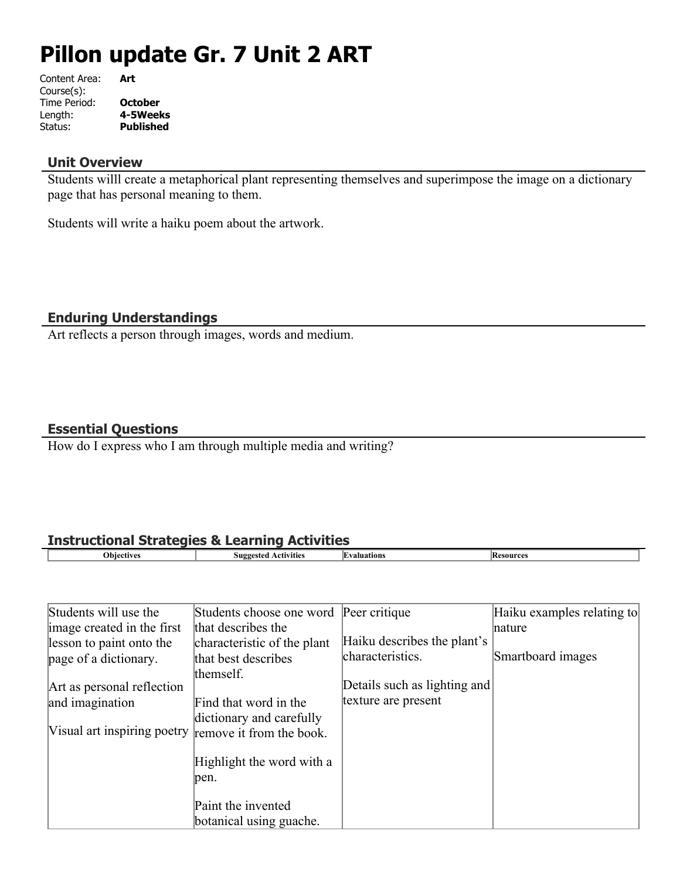# Pillon update Gr. 7 Unit 2 ART

Content Area: **Art**
Course(s):
Time Period: **October**
Length: **4-5Weeks**
Status: **Published**

## Unit Overview

Students willl create a metaphorical plant representing themselves and superimpose the image on a dictionary page that has personal meaning to them.

Students will write a haiku poem about the artwork.

## Enduring Understandings

Art reflects a person through images, words and medium.

## Essential Questions

How do I express who I am through multiple media and writing?

## Instructional Strategies & Learning Activities

| Objectives | Suggested Activities | Evaluations | Resources |
|---|---|---|---|
| Students will use the image created in the first lesson to paint onto the page of a dictionary.<br><br>Art as personal reflection and imagination<br><br>Visual art inspiring poetry | Students choose one word that describes the characteristic of the plant that best describes themself.<br><br>Find that word in the dictionary and carefully remove it from the book.<br><br>Highlight the word with a pen.<br><br>Paint the invented botanical using guache. | Peer critique<br><br>Haiku describes the plant's characteristics.<br><br>Details such as lighting and texture are present | Haiku examples relating to nature<br><br>Smartboard images |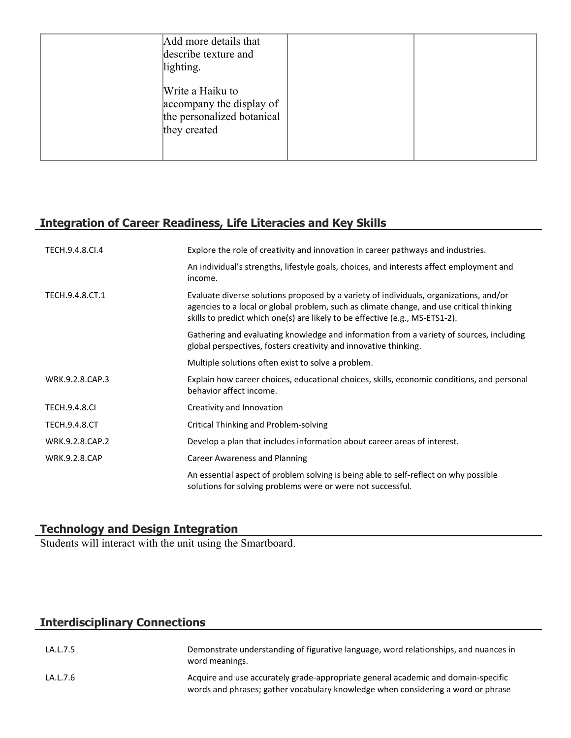| | | | |
|---|---|---|---|
| | Add more details that describe texture and lighting.<br><br>Write a Haiku to accompany the display of the personalized botanical they created | | |

## Integration of Career Readiness, Life Literacies and Key Skills

| | |
|---|---|
| TECH.9.4.8.CI.4 | Explore the role of creativity and innovation in career pathways and industries. |
| | An individual's strengths, lifestyle goals, choices, and interests affect employment and income. |
| TECH.9.4.8.CT.1 | Evaluate diverse solutions proposed by a variety of individuals, organizations, and/or agencies to a local or global problem, such as climate change, and use critical thinking skills to predict which one(s) are likely to be effective (e.g., MS-ETS1-2). |
| | Gathering and evaluating knowledge and information from a variety of sources, including global perspectives, fosters creativity and innovative thinking. |
| | Multiple solutions often exist to solve a problem. |
| WRK.9.2.8.CAP.3 | Explain how career choices, educational choices, skills, economic conditions, and personal behavior affect income. |
| TECH.9.4.8.CI | Creativity and Innovation |
| TECH.9.4.8.CT | Critical Thinking and Problem-solving |
| WRK.9.2.8.CAP.2 | Develop a plan that includes information about career areas of interest. |
| WRK.9.2.8.CAP | Career Awareness and Planning |
| | An essential aspect of problem solving is being able to self-reflect on why possible solutions for solving problems were or were not successful. |

## Technology and Design Integration

Students will interact with the unit using the Smartboard.

## Interdisciplinary Connections

| | |
|---|---|
| LA.L.7.5 | Demonstrate understanding of figurative language, word relationships, and nuances in word meanings. |
| LA.L.7.6 | Acquire and use accurately grade-appropriate general academic and domain-specific words and phrases; gather vocabulary knowledge when considering a word or phrase |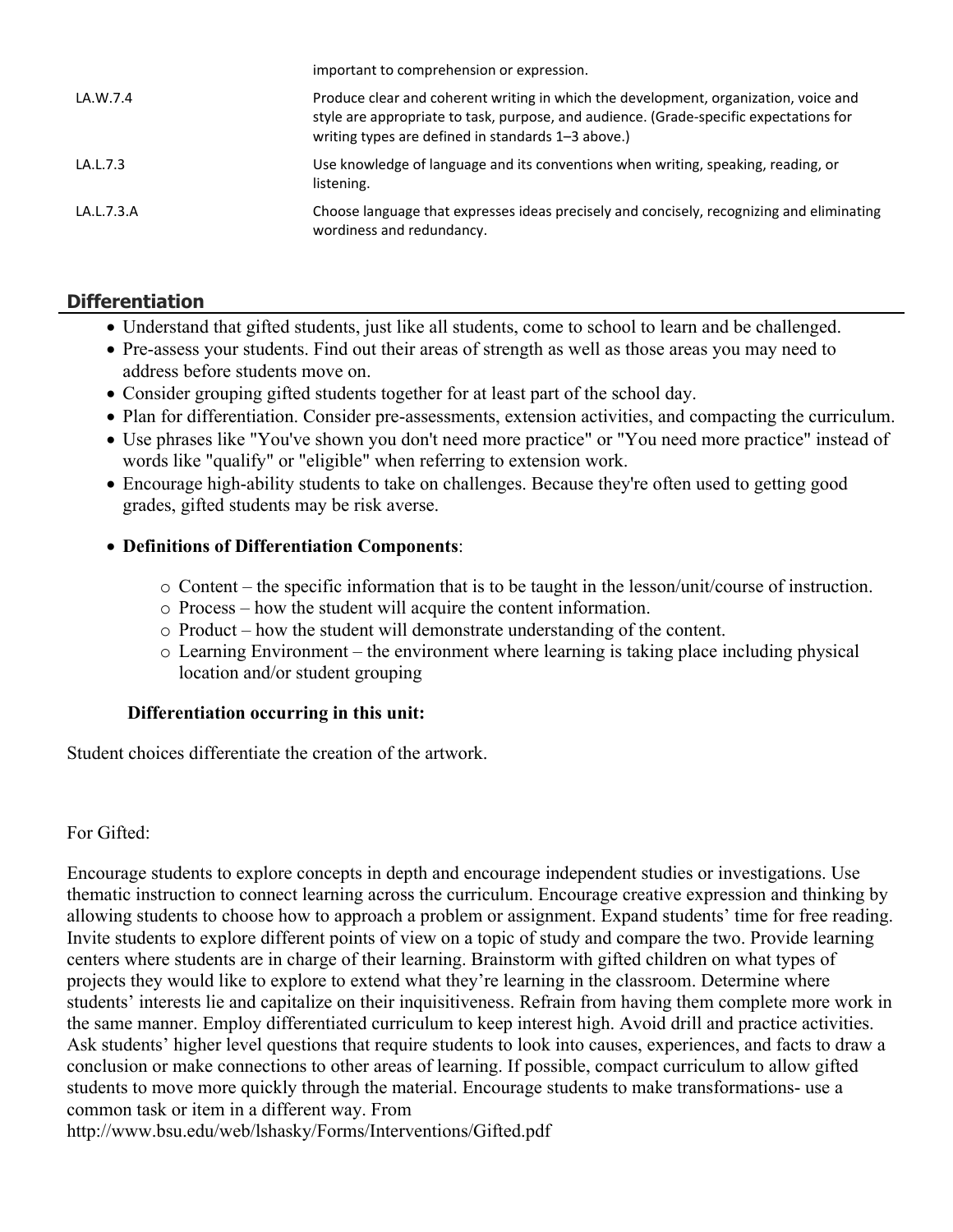| | |
|---|---|
| | important to comprehension or expression. |
| LA.W.7.4 | Produce clear and coherent writing in which the development, organization, voice and style are appropriate to task, purpose, and audience. (Grade-specific expectations for writing types are defined in standards 1–3 above.) |
| LA.L.7.3 | Use knowledge of language and its conventions when writing, speaking, reading, or listening. |
| LA.L.7.3.A | Choose language that expresses ideas precisely and concisely, recognizing and eliminating wordiness and redundancy. |

## Differentiation

- Understand that gifted students, just like all students, come to school to learn and be challenged.
- Pre-assess your students. Find out their areas of strength as well as those areas you may need to address before students move on.
- Consider grouping gifted students together for at least part of the school day.
- Plan for differentiation. Consider pre-assessments, extension activities, and compacting the curriculum.
- Use phrases like "You've shown you don't need more practice" or "You need more practice" instead of words like "qualify" or "eligible" when referring to extension work.
- Encourage high-ability students to take on challenges. Because they're often used to getting good grades, gifted students may be risk averse.
- **Definitions of Differentiation Components**:
  - Content – the specific information that is to be taught in the lesson/unit/course of instruction.
  - Process – how the student will acquire the content information.
  - Product – how the student will demonstrate understanding of the content.
  - Learning Environment – the environment where learning is taking place including physical location and/or student grouping

**Differentiation occurring in this unit:**

Student choices differentiate the creation of the artwork.

For Gifted:

Encourage students to explore concepts in depth and encourage independent studies or investigations. Use thematic instruction to connect learning across the curriculum. Encourage creative expression and thinking by allowing students to choose how to approach a problem or assignment. Expand students' time for free reading. Invite students to explore different points of view on a topic of study and compare the two. Provide learning centers where students are in charge of their learning. Brainstorm with gifted children on what types of projects they would like to explore to extend what they're learning in the classroom. Determine where students' interests lie and capitalize on their inquisitiveness. Refrain from having them complete more work in the same manner. Employ differentiated curriculum to keep interest high. Avoid drill and practice activities. Ask students' higher level questions that require students to look into causes, experiences, and facts to draw a conclusion or make connections to other areas of learning. If possible, compact curriculum to allow gifted students to move more quickly through the material. Encourage students to make transformations- use a common task or item in a different way. From http://www.bsu.edu/web/lshasky/Forms/Interventions/Gifted.pdf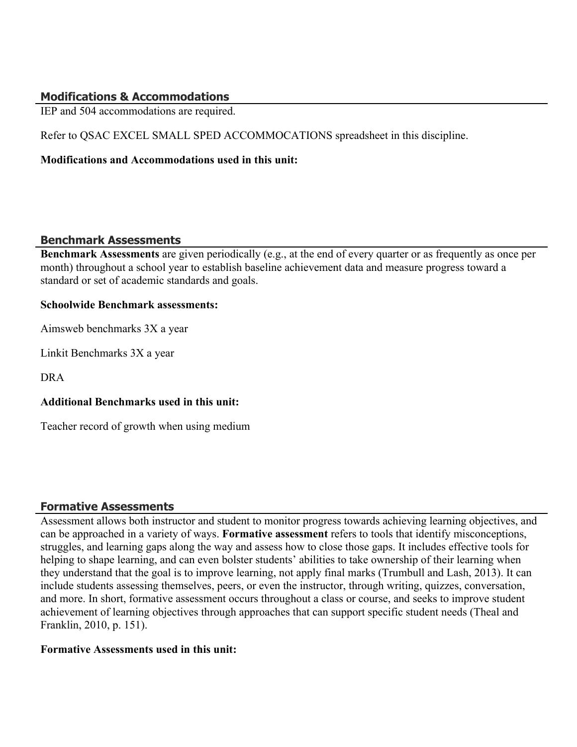## Modifications & Accommodations

IEP and 504 accommodations are required.

Refer to QSAC EXCEL SMALL SPED ACCOMMOCATIONS spreadsheet in this discipline.

**Modifications and Accommodations used in this unit:**

## Benchmark Assessments

**Benchmark Assessments** are given periodically (e.g., at the end of every quarter or as frequently as once per month) throughout a school year to establish baseline achievement data and measure progress toward a standard or set of academic standards and goals.

**Schoolwide Benchmark assessments:**

Aimsweb benchmarks 3X a year

Linkit Benchmarks 3X a year

DRA

**Additional Benchmarks used in this unit:**

Teacher record of growth when using medium

## Formative Assessments

Assessment allows both instructor and student to monitor progress towards achieving learning objectives, and can be approached in a variety of ways. **Formative assessment** refers to tools that identify misconceptions, struggles, and learning gaps along the way and assess how to close those gaps. It includes effective tools for helping to shape learning, and can even bolster students' abilities to take ownership of their learning when they understand that the goal is to improve learning, not apply final marks (Trumbull and Lash, 2013). It can include students assessing themselves, peers, or even the instructor, through writing, quizzes, conversation, and more. In short, formative assessment occurs throughout a class or course, and seeks to improve student achievement of learning objectives through approaches that can support specific student needs (Theal and Franklin, 2010, p. 151).

**Formative Assessments used in this unit:**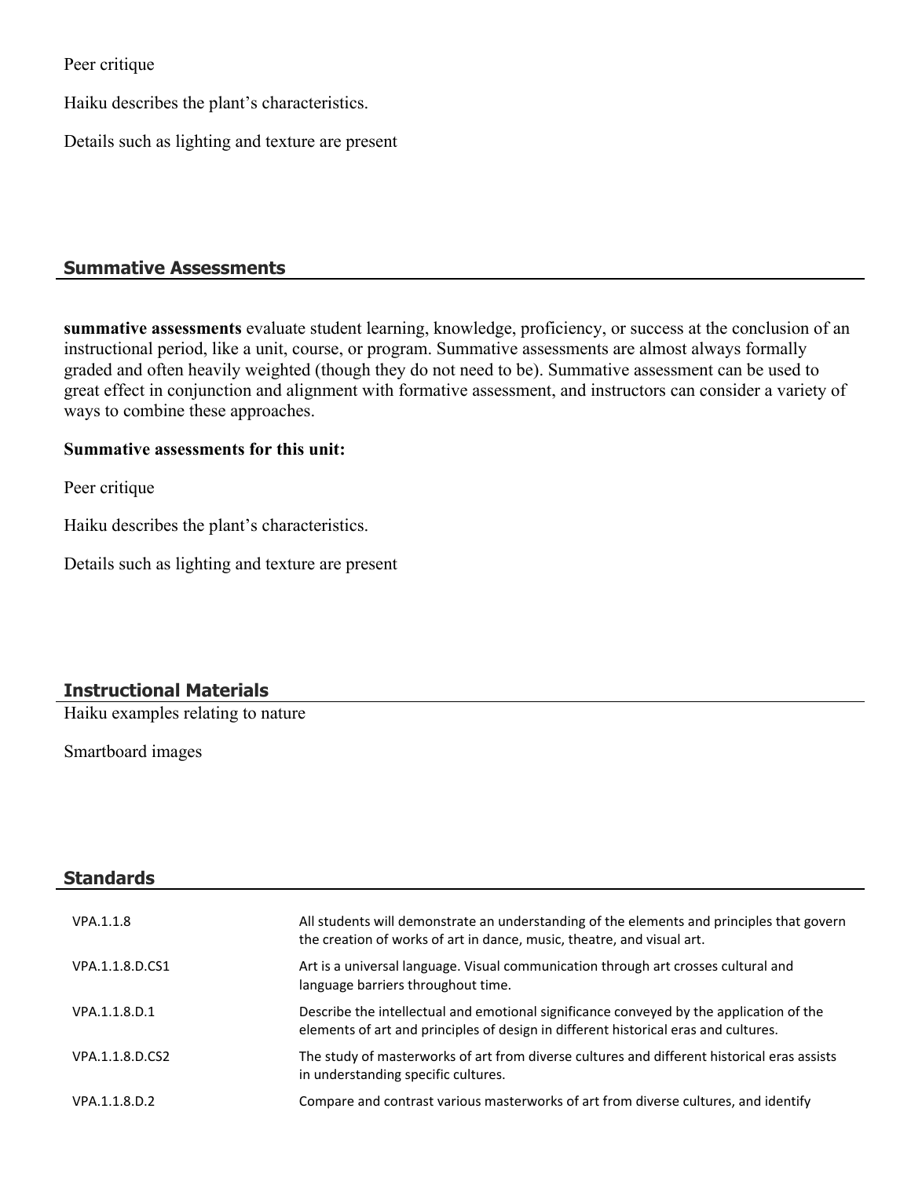Peer critique

Haiku describes the plant's characteristics.

Details such as lighting and texture are present

## Summative Assessments

**summative assessments** evaluate student learning, knowledge, proficiency, or success at the conclusion of an instructional period, like a unit, course, or program. Summative assessments are almost always formally graded and often heavily weighted (though they do not need to be). Summative assessment can be used to great effect in conjunction and alignment with formative assessment, and instructors can consider a variety of ways to combine these approaches.

**Summative assessments for this unit:**

Peer critique

Haiku describes the plant's characteristics.

Details such as lighting and texture are present

## Instructional Materials

Haiku examples relating to nature

Smartboard images

## Standards

| | |
|---|---|
| VPA.1.1.8 | All students will demonstrate an understanding of the elements and principles that govern the creation of works of art in dance, music, theatre, and visual art. |
| VPA.1.1.8.D.CS1 | Art is a universal language. Visual communication through art crosses cultural and language barriers throughout time. |
| VPA.1.1.8.D.1 | Describe the intellectual and emotional significance conveyed by the application of the elements of art and principles of design in different historical eras and cultures. |
| VPA.1.1.8.D.CS2 | The study of masterworks of art from diverse cultures and different historical eras assists in understanding specific cultures. |
| VPA.1.1.8.D.2 | Compare and contrast various masterworks of art from diverse cultures, and identify |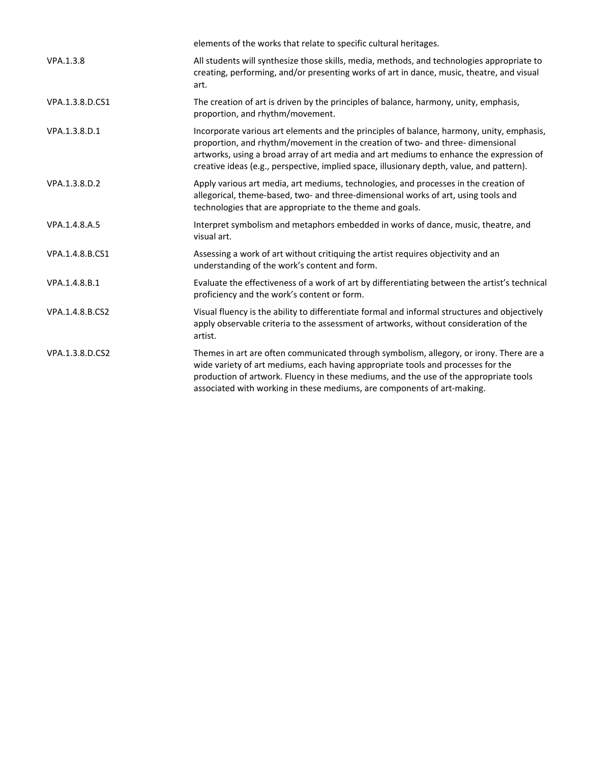| | |
|---|---|
| | elements of the works that relate to specific cultural heritages. |
| VPA.1.3.8 | All students will synthesize those skills, media, methods, and technologies appropriate to creating, performing, and/or presenting works of art in dance, music, theatre, and visual art. |
| VPA.1.3.8.D.CS1 | The creation of art is driven by the principles of balance, harmony, unity, emphasis, proportion, and rhythm/movement. |
| VPA.1.3.8.D.1 | Incorporate various art elements and the principles of balance, harmony, unity, emphasis, proportion, and rhythm/movement in the creation of two- and three- dimensional artworks, using a broad array of art media and art mediums to enhance the expression of creative ideas (e.g., perspective, implied space, illusionary depth, value, and pattern). |
| VPA.1.3.8.D.2 | Apply various art media, art mediums, technologies, and processes in the creation of allegorical, theme-based, two- and three-dimensional works of art, using tools and technologies that are appropriate to the theme and goals. |
| VPA.1.4.8.A.5 | Interpret symbolism and metaphors embedded in works of dance, music, theatre, and visual art. |
| VPA.1.4.8.B.CS1 | Assessing a work of art without critiquing the artist requires objectivity and an understanding of the work's content and form. |
| VPA.1.4.8.B.1 | Evaluate the effectiveness of a work of art by differentiating between the artist's technical proficiency and the work's content or form. |
| VPA.1.4.8.B.CS2 | Visual fluency is the ability to differentiate formal and informal structures and objectively apply observable criteria to the assessment of artworks, without consideration of the artist. |
| VPA.1.3.8.D.CS2 | Themes in art are often communicated through symbolism, allegory, or irony. There are a wide variety of art mediums, each having appropriate tools and processes for the production of artwork. Fluency in these mediums, and the use of the appropriate tools associated with working in these mediums, are components of art-making. |